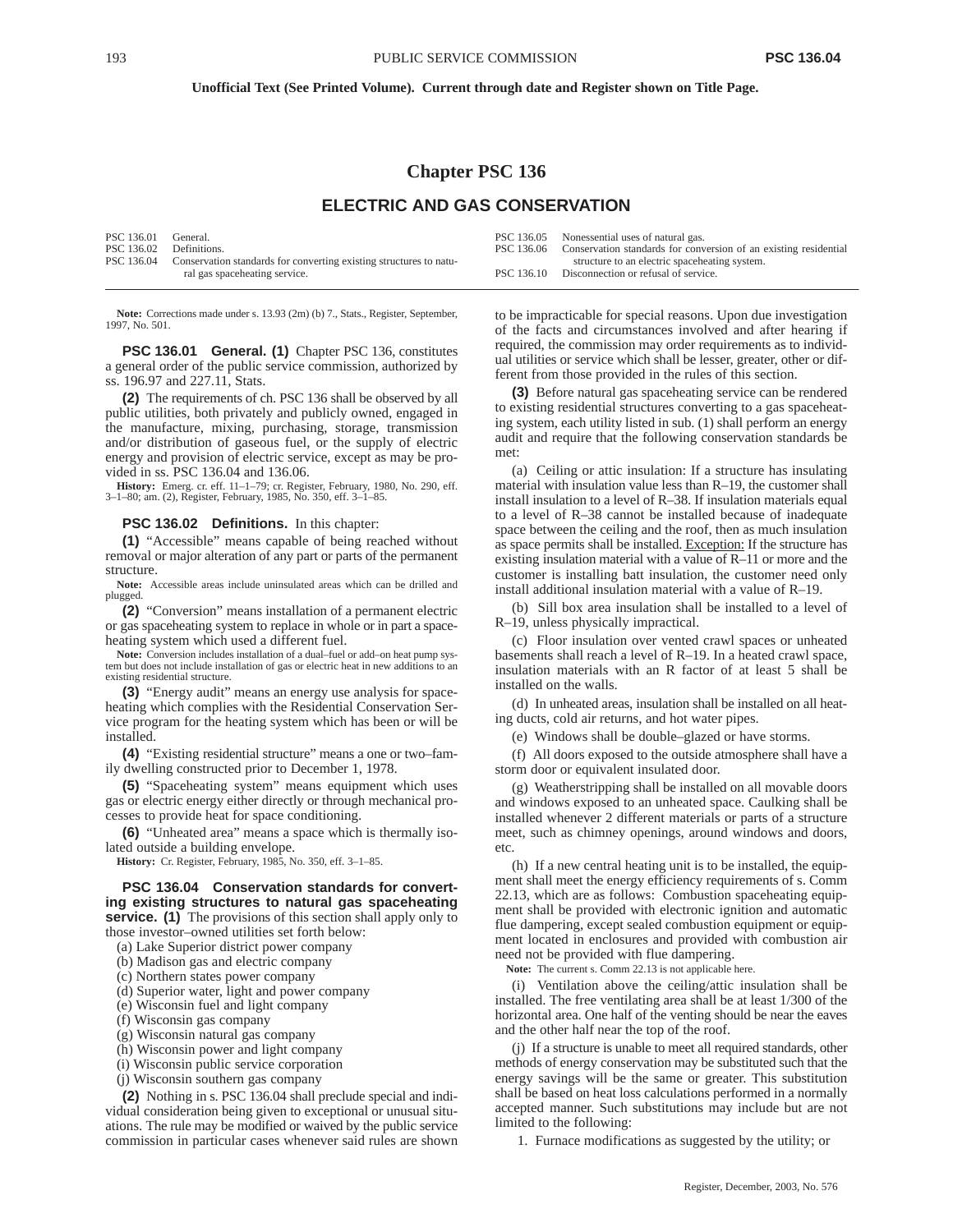Unofficial Text (See Printed Volume). Current through date and Register shown on Title Page.

# Chapter PSC 136

## ELECTRIC AND GAS CONSERVATION

PSC 136.01 General.
PSC 136.02 Definitions.
PSC 136.04 Conservation standards for converting existing structures to natural gas spaceheating service.
PSC 136.05 Nonessential uses of natural gas.
PSC 136.06 Conservation standards for conversion of an existing residential structure to an electric spaceheating system.
PSC 136.10 Disconnection or refusal of service.

**Note:** Corrections made under s. 13.93 (2m) (b) 7., Stats., Register, September, 1997, No. 501.

**PSC 136.01 General. (1)** Chapter PSC 136, constitutes a general order of the public service commission, authorized by ss. 196.97 and 227.11, Stats.

**(2)** The requirements of ch. PSC 136 shall be observed by all public utilities, both privately and publicly owned, engaged in the manufacture, mixing, purchasing, storage, transmission and/or distribution of gaseous fuel, or the supply of electric energy and provision of electric service, except as may be provided in ss. PSC 136.04 and 136.06.

**History:** Emerg. cr. eff. 11–1–79; cr. Register, February, 1980, No. 290, eff. 3–1–80; am. (2), Register, February, 1985, No. 350, eff. 3–1–85.

**PSC 136.02 Definitions.** In this chapter:

**(1)** "Accessible" means capable of being reached without removal or major alteration of any part or parts of the permanent structure.

**Note:** Accessible areas include uninsulated areas which can be drilled and plugged.

**(2)** "Conversion" means installation of a permanent electric or gas spaceheating system to replace in whole or in part a spaceheating system which used a different fuel.

**Note:** Conversion includes installation of a dual–fuel or add–on heat pump system but does not include installation of gas or electric heat in new additions to an existing residential structure.

**(3)** "Energy audit" means an energy use analysis for spaceheating which complies with the Residential Conservation Service program for the heating system which has been or will be installed.

**(4)** "Existing residential structure" means a one or two–family dwelling constructed prior to December 1, 1978.

**(5)** "Spaceheating system" means equipment which uses gas or electric energy either directly or through mechanical processes to provide heat for space conditioning.

**(6)** "Unheated area" means a space which is thermally isolated outside a building envelope.

**History:** Cr. Register, February, 1985, No. 350, eff. 3–1–85.

**PSC 136.04 Conservation standards for converting existing structures to natural gas spaceheating service. (1)** The provisions of this section shall apply only to those investor–owned utilities set forth below:

(a) Lake Superior district power company
(b) Madison gas and electric company
(c) Northern states power company
(d) Superior water, light and power company
(e) Wisconsin fuel and light company
(f) Wisconsin gas company
(g) Wisconsin natural gas company
(h) Wisconsin power and light company
(i) Wisconsin public service corporation
(j) Wisconsin southern gas company

**(2)** Nothing in s. PSC 136.04 shall preclude special and individual consideration being given to exceptional or unusual situations. The rule may be modified or waived by the public service commission in particular cases whenever said rules are shown to be impracticable for special reasons. Upon due investigation of the facts and circumstances involved and after hearing if required, the commission may order requirements as to individual utilities or service which shall be lesser, greater, other or different from those provided in the rules of this section.

**(3)** Before natural gas spaceheating service can be rendered to existing residential structures converting to a gas spaceheating system, each utility listed in sub. (1) shall perform an energy audit and require that the following conservation standards be met:

(a) Ceiling or attic insulation: If a structure has insulating material with insulation value less than R–19, the customer shall install insulation to a level of R–38. If insulation materials equal to a level of R–38 cannot be installed because of inadequate space between the ceiling and the roof, then as much insulation as space permits shall be installed. Exception: If the structure has existing insulation material with a value of R–11 or more and the customer is installing batt insulation, the customer need only install additional insulation material with a value of R–19.

(b) Sill box area insulation shall be installed to a level of R–19, unless physically impractical.

(c) Floor insulation over vented crawl spaces or unheated basements shall reach a level of R–19. In a heated crawl space, insulation materials with an R factor of at least 5 shall be installed on the walls.

(d) In unheated areas, insulation shall be installed on all heating ducts, cold air returns, and hot water pipes.

(e) Windows shall be double–glazed or have storms.

(f) All doors exposed to the outside atmosphere shall have a storm door or equivalent insulated door.

(g) Weatherstripping shall be installed on all movable doors and windows exposed to an unheated space. Caulking shall be installed whenever 2 different materials or parts of a structure meet, such as chimney openings, around windows and doors, etc.

(h) If a new central heating unit is to be installed, the equipment shall meet the energy efficiency requirements of s. Comm 22.13, which are as follows: Combustion spaceheating equipment shall be provided with electronic ignition and automatic flue dampering, except sealed combustion equipment or equipment located in enclosures and provided with combustion air need not be provided with flue dampering.

**Note:** The current s. Comm 22.13 is not applicable here.

(i) Ventilation above the ceiling/attic insulation shall be installed. The free ventilating area shall be at least 1/300 of the horizontal area. One half of the venting should be near the eaves and the other half near the top of the roof.

(j) If a structure is unable to meet all required standards, other methods of energy conservation may be substituted such that the energy savings will be the same or greater. This substitution shall be based on heat loss calculations performed in a normally accepted manner. Such substitutions may include but are not limited to the following:

1. Furnace modifications as suggested by the utility; or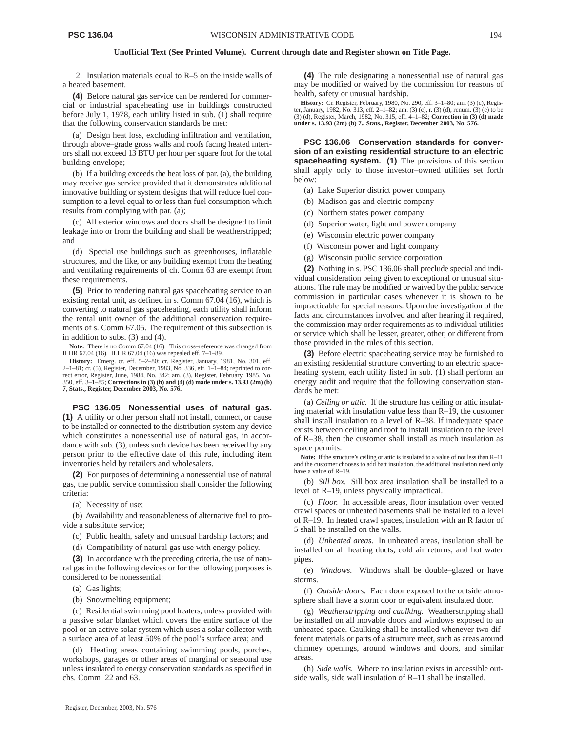Unofficial Text (See Printed Volume). Current through date and Register shown on Title Page.

2. Insulation materials equal to R–5 on the inside walls of a heated basement.

**(4)** Before natural gas service can be rendered for commercial or industrial spaceheating use in buildings constructed before July 1, 1978, each utility listed in sub. (1) shall require that the following conservation standards be met:

(a) Design heat loss, excluding infiltration and ventilation, through above–grade gross walls and roofs facing heated interiors shall not exceed 13 BTU per hour per square foot for the total building envelope;

(b) If a building exceeds the heat loss of par. (a), the building may receive gas service provided that it demonstrates additional innovative building or system designs that will reduce fuel consumption to a level equal to or less than fuel consumption which results from complying with par. (a);

(c) All exterior windows and doors shall be designed to limit leakage into or from the building and shall be weatherstripped; and

(d) Special use buildings such as greenhouses, inflatable structures, and the like, or any building exempt from the heating and ventilating requirements of ch. Comm 63 are exempt from these requirements.

**(5)** Prior to rendering natural gas spaceheating service to an existing rental unit, as defined in s. Comm 67.04 (16), which is converting to natural gas spaceheating, each utility shall inform the rental unit owner of the additional conservation requirements of s. Comm 67.05. The requirement of this subsection is in addition to subs. (3) and (4).

**Note:** There is no Comm 67.04 (16). This cross–reference was changed from ILHR 67.04 (16). ILHR 67.04 (16) was repealed eff. 7–1–89.

**History:** Emerg. cr. eff. 5–2–80; cr. Register, January, 1981, No. 301, eff. 2–1–81; cr. (5), Register, December, 1983, No. 336, eff. 1–1–84; reprinted to correct error, Register, June, 1984, No. 342; am. (3), Register, February, 1985, No. 350, eff. 3–1–85; **Corrections in (3) (h) and (4) (d) made under s. 13.93 (2m) (b) 7, Stats., Register, December 2003, No. 576.**

**PSC 136.05 Nonessential uses of natural gas.** **(1)** A utility or other person shall not install, connect, or cause to be installed or connected to the distribution system any device which constitutes a nonessential use of natural gas, in accordance with sub. (3), unless such device has been received by any person prior to the effective date of this rule, including item inventories held by retailers and wholesalers.

**(2)** For purposes of determining a nonessential use of natural gas, the public service commission shall consider the following criteria:

(a) Necessity of use;

(b) Availability and reasonableness of alternative fuel to provide a substitute service;

(c) Public health, safety and unusual hardship factors; and

(d) Compatibility of natural gas use with energy policy.

**(3)** In accordance with the preceding criteria, the use of natural gas in the following devices or for the following purposes is considered to be nonessential:

(a) Gas lights;

(b) Snowmelting equipment;

(c) Residential swimming pool heaters, unless provided with a passive solar blanket which covers the entire surface of the pool or an active solar system which uses a solar collector with a surface area of at least 50% of the pool's surface area; and

(d) Heating areas containing swimming pools, porches, workshops, garages or other areas of marginal or seasonal use unless insulated to energy conservation standards as specified in chs. Comm 22 and 63.

**(4)** The rule designating a nonessential use of natural gas may be modified or waived by the commission for reasons of health, safety or unusual hardship.

**History:** Cr. Register, February, 1980, No. 290, eff. 3–1–80; am. (3) (c), Register, January, 1982, No. 313, eff. 2–1–82; am. (3) (c), r. (3) (d), renum. (3) (e) to be (3) (d), Register, March, 1982, No. 315, eff. 4–1–82; **Correction in (3) (d) made under s. 13.93 (2m) (b) 7., Stats., Register, December 2003, No. 576.**

**PSC 136.06 Conservation standards for conversion of an existing residential structure to an electric spaceheating system.** **(1)** The provisions of this section shall apply only to those investor–owned utilities set forth below:

(a) Lake Superior district power company

(b) Madison gas and electric company

(c) Northern states power company

(d) Superior water, light and power company

(e) Wisconsin electric power company

(f) Wisconsin power and light company

(g) Wisconsin public service corporation

**(2)** Nothing in s. PSC 136.06 shall preclude special and individual consideration being given to exceptional or unusual situations. The rule may be modified or waived by the public service commission in particular cases whenever it is shown to be impracticable for special reasons. Upon due investigation of the facts and circumstances involved and after hearing if required, the commission may order requirements as to individual utilities or service which shall be lesser, greater, other, or different from those provided in the rules of this section.

**(3)** Before electric spaceheating service may be furnished to an existing residential structure converting to an electric spaceheating system, each utility listed in sub. (1) shall perform an energy audit and require that the following conservation standards be met:

(a) *Ceiling or attic.* If the structure has ceiling or attic insulating material with insulation value less than R–19, the customer shall install insulation to a level of R–38. If inadequate space exists between ceiling and roof to install insulation to the level of R–38, then the customer shall install as much insulation as space permits.

**Note:** If the structure's ceiling or attic is insulated to a value of not less than R–11 and the customer chooses to add batt insulation, the additional insulation need only have a value of R–19.

(b) *Sill box.* Sill box area insulation shall be installed to a level of R–19, unless physically impractical.

(c) *Floor.* In accessible areas, floor insulation over vented crawl spaces or unheated basements shall be installed to a level of R–19. In heated crawl spaces, insulation with an R factor of 5 shall be installed on the walls.

(d) *Unheated areas.* In unheated areas, insulation shall be installed on all heating ducts, cold air returns, and hot water pipes.

(e) *Windows.* Windows shall be double–glazed or have storms.

(f) *Outside doors.* Each door exposed to the outside atmosphere shall have a storm door or equivalent insulated door.

(g) *Weatherstripping and caulking.* Weatherstripping shall be installed on all movable doors and windows exposed to an unheated space. Caulking shall be installed whenever two different materials or parts of a structure meet, such as areas around chimney openings, around windows and doors, and similar areas.

(h) *Side walls.* Where no insulation exists in accessible outside walls, side wall insulation of R–11 shall be installed.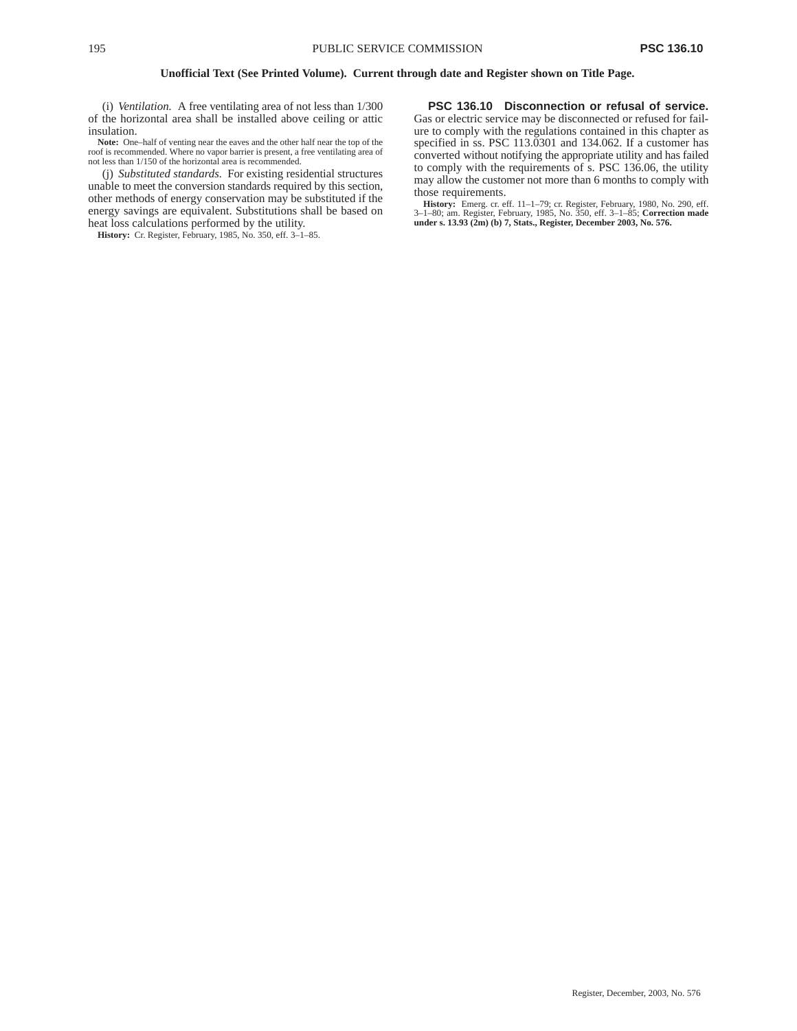**Unofficial Text (See Printed Volume). Current through date and Register shown on Title Page.**

(i) *Ventilation.* A free ventilating area of not less than 1/300 of the horizontal area shall be installed above ceiling or attic insulation.

**Note:** One–half of venting near the eaves and the other half near the top of the roof is recommended. Where no vapor barrier is present, a free ventilating area of not less than 1/150 of the horizontal area is recommended.

(j) *Substituted standards.* For existing residential structures unable to meet the conversion standards required by this section, other methods of energy conservation may be substituted if the energy savings are equivalent. Substitutions shall be based on heat loss calculations performed by the utility.

**History:** Cr. Register, February, 1985, No. 350, eff. 3–1–85.

**PSC 136.10 Disconnection or refusal of service.** Gas or electric service may be disconnected or refused for failure to comply with the regulations contained in this chapter as specified in ss. PSC 113.0301 and 134.062. If a customer has converted without notifying the appropriate utility and has failed to comply with the requirements of s. PSC 136.06, the utility may allow the customer not more than 6 months to comply with those requirements.

**History:** Emerg. cr. eff. 11–1–79; cr. Register, February, 1980, No. 290, eff. 3–1–80; am. Register, February, 1985, No. 350, eff. 3–1–85; **Correction made under s. 13.93 (2m) (b) 7, Stats., Register, December 2003, No. 576.**